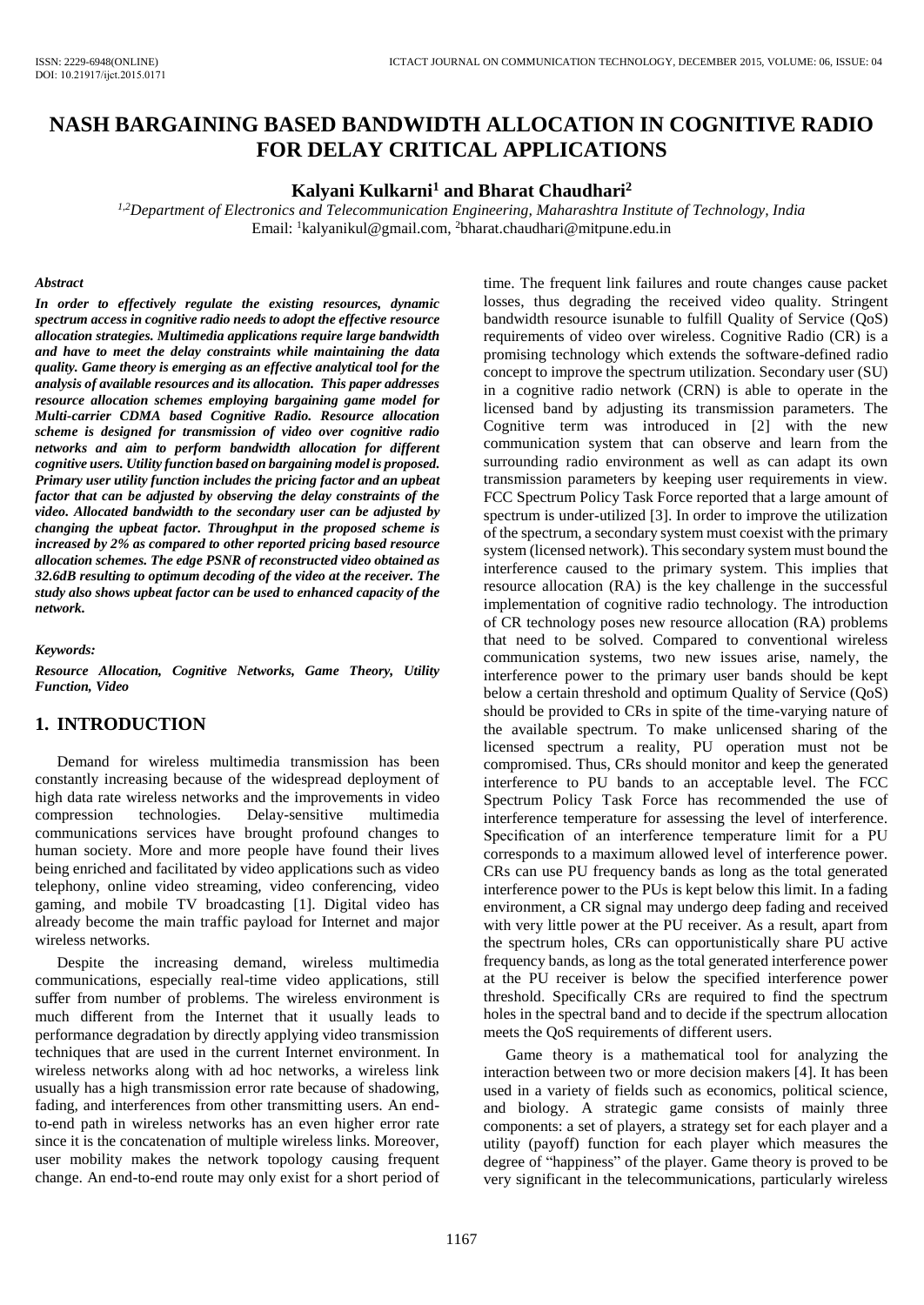# NASH BARGAINING BASED BANDWIDTH ALLOCATION IN COGNITIVE RADIO FOR DELAY CRITICAL APPLICATIONS

**Kalyani Kulkarni[1] and Bharat Chaudhari[2]**

*[1,2]Department of Electronics and Telecommunication Engineering, Maharashtra Institute of Technology, India*
Email: [1]kalyanikul@gmail.com, [2]bharat.chaudhari@mitpune.edu.in

***Abstract***

***In order to effectively regulate the existing resources, dynamic spectrum access in cognitive radio needs to adopt the effective resource allocation strategies. Multimedia applications require large bandwidth and have to meet the delay constraints while maintaining the data quality. Game theory is emerging as an effective analytical tool for the analysis of available resources and its allocation. This paper addresses resource allocation schemes employing bargaining game model for Multi-carrier CDMA based Cognitive Radio. Resource allocation scheme is designed for transmission of video over cognitive radio networks and aim to perform bandwidth allocation for different cognitive users. Utility function based on bargaining model is proposed. Primary user utility function includes the pricing factor and an upbeat factor that can be adjusted by observing the delay constraints of the video. Allocated bandwidth to the secondary user can be adjusted by changing the upbeat factor. Throughput in the proposed scheme is increased by 2% as compared to other reported pricing based resource allocation schemes. The edge PSNR of reconstructed video obtained as 32.6dB resulting to optimum decoding of the video at the receiver. The study also shows upbeat factor can be used to enhanced capacity of the network.***

***Keywords:***

***Resource Allocation, Cognitive Networks, Game Theory, Utility Function, Video***

## 1. INTRODUCTION

Demand for wireless multimedia transmission has been constantly increasing because of the widespread deployment of high data rate wireless networks and the improvements in video compression technologies. Delay-sensitive multimedia communications services have brought profound changes to human society. More and more people have found their lives being enriched and facilitated by video applications such as video telephony, online video streaming, video conferencing, video gaming, and mobile TV broadcasting [1]. Digital video has already become the main traffic payload for Internet and major wireless networks.

Despite the increasing demand, wireless multimedia communications, especially real-time video applications, still suffer from number of problems. The wireless environment is much different from the Internet that it usually leads to performance degradation by directly applying video transmission techniques that are used in the current Internet environment. In wireless networks along with ad hoc networks, a wireless link usually has a high transmission error rate because of shadowing, fading, and interferences from other transmitting users. An end-to-end path in wireless networks has an even higher error rate since it is the concatenation of multiple wireless links. Moreover, user mobility makes the network topology causing frequent change. An end-to-end route may only exist for a short period of time. The frequent link failures and route changes cause packet losses, thus degrading the received video quality. Stringent bandwidth resource isunable to fulfill Quality of Service (QoS) requirements of video over wireless. Cognitive Radio (CR) is a promising technology which extends the software-defined radio concept to improve the spectrum utilization. Secondary user (SU) in a cognitive radio network (CRN) is able to operate in the licensed band by adjusting its transmission parameters. The Cognitive term was introduced in [2] with the new communication system that can observe and learn from the surrounding radio environment as well as can adapt its own transmission parameters by keeping user requirements in view. FCC Spectrum Policy Task Force reported that a large amount of spectrum is under-utilized [3]. In order to improve the utilization of the spectrum, a secondary system must coexist with the primary system (licensed network). This secondary system must bound the interference caused to the primary system. This implies that resource allocation (RA) is the key challenge in the successful implementation of cognitive radio technology. The introduction of CR technology poses new resource allocation (RA) problems that need to be solved. Compared to conventional wireless communication systems, two new issues arise, namely, the interference power to the primary user bands should be kept below a certain threshold and optimum Quality of Service (QoS) should be provided to CRs in spite of the time-varying nature of the available spectrum. To make unlicensed sharing of the licensed spectrum a reality, PU operation must not be compromised. Thus, CRs should monitor and keep the generated interference to PU bands to an acceptable level. The FCC Spectrum Policy Task Force has recommended the use of interference temperature for assessing the level of interference. Specification of an interference temperature limit for a PU corresponds to a maximum allowed level of interference power. CRs can use PU frequency bands as long as the total generated interference power to the PUs is kept below this limit. In a fading environment, a CR signal may undergo deep fading and received with very little power at the PU receiver. As a result, apart from the spectrum holes, CRs can opportunistically share PU active frequency bands, as long as the total generated interference power at the PU receiver is below the specified interference power threshold. Specifically CRs are required to find the spectrum holes in the spectral band and to decide if the spectrum allocation meets the QoS requirements of different users.

Game theory is a mathematical tool for analyzing the interaction between two or more decision makers [4]. It has been used in a variety of fields such as economics, political science, and biology. A strategic game consists of mainly three components: a set of players, a strategy set for each player and a utility (payoff) function for each player which measures the degree of "happiness" of the player. Game theory is proved to be very significant in the telecommunications, particularly wireless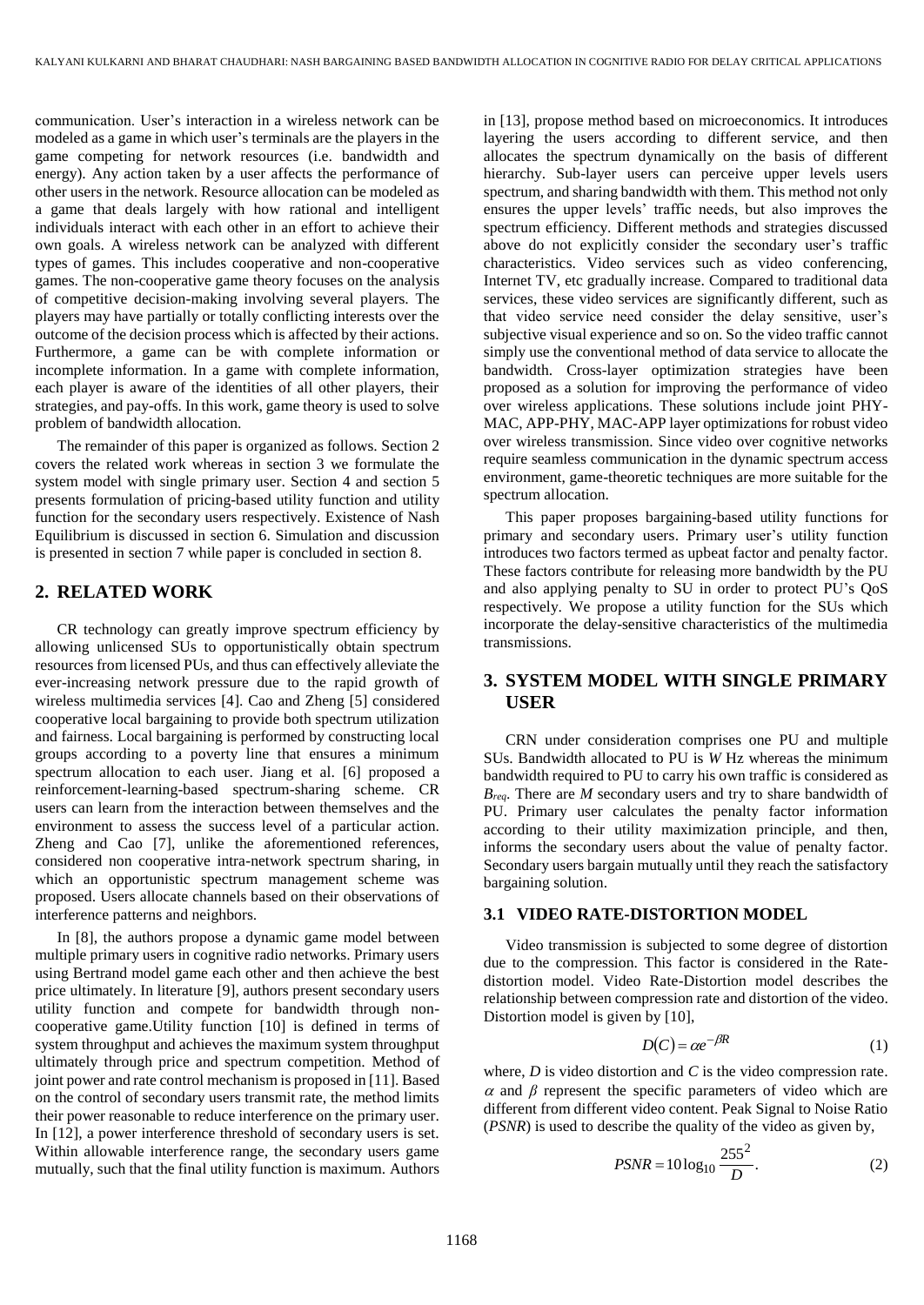communication. User's interaction in a wireless network can be modeled as a game in which user's terminals are the players in the game competing for network resources (i.e. bandwidth and energy). Any action taken by a user affects the performance of other users in the network. Resource allocation can be modeled as a game that deals largely with how rational and intelligent individuals interact with each other in an effort to achieve their own goals. A wireless network can be analyzed with different types of games. This includes cooperative and non-cooperative games. The non-cooperative game theory focuses on the analysis of competitive decision-making involving several players. The players may have partially or totally conflicting interests over the outcome of the decision process which is affected by their actions. Furthermore, a game can be with complete information or incomplete information. In a game with complete information, each player is aware of the identities of all other players, their strategies, and pay-offs. In this work, game theory is used to solve problem of bandwidth allocation.

The remainder of this paper is organized as follows. Section 2 covers the related work whereas in section 3 we formulate the system model with single primary user. Section 4 and section 5 presents formulation of pricing-based utility function and utility function for the secondary users respectively. Existence of Nash Equilibrium is discussed in section 6. Simulation and discussion is presented in section 7 while paper is concluded in section 8.

## 2. RELATED WORK

CR technology can greatly improve spectrum efficiency by allowing unlicensed SUs to opportunistically obtain spectrum resources from licensed PUs, and thus can effectively alleviate the ever-increasing network pressure due to the rapid growth of wireless multimedia services [4]. Cao and Zheng [5] considered cooperative local bargaining to provide both spectrum utilization and fairness. Local bargaining is performed by constructing local groups according to a poverty line that ensures a minimum spectrum allocation to each user. Jiang et al. [6] proposed a reinforcement-learning-based spectrum-sharing scheme. CR users can learn from the interaction between themselves and the environment to assess the success level of a particular action. Zheng and Cao [7], unlike the aforementioned references, considered non cooperative intra-network spectrum sharing, in which an opportunistic spectrum management scheme was proposed. Users allocate channels based on their observations of interference patterns and neighbors.

In [8], the authors propose a dynamic game model between multiple primary users in cognitive radio networks. Primary users using Bertrand model game each other and then achieve the best price ultimately. In literature [9], authors present secondary users utility function and compete for bandwidth through non-cooperative game.Utility function [10] is defined in terms of system throughput and achieves the maximum system throughput ultimately through price and spectrum competition. Method of joint power and rate control mechanism is proposed in [11]. Based on the control of secondary users transmit rate, the method limits their power reasonable to reduce interference on the primary user. In [12], a power interference threshold of secondary users is set. Within allowable interference range, the secondary users game mutually, such that the final utility function is maximum. Authors in [13], propose method based on microeconomics. It introduces layering the users according to different service, and then allocates the spectrum dynamically on the basis of different hierarchy. Sub-layer users can perceive upper levels users spectrum, and sharing bandwidth with them. This method not only ensures the upper levels' traffic needs, but also improves the spectrum efficiency. Different methods and strategies discussed above do not explicitly consider the secondary user's traffic characteristics. Video services such as video conferencing, Internet TV, etc gradually increase. Compared to traditional data services, these video services are significantly different, such as that video service need consider the delay sensitive, user's subjective visual experience and so on. So the video traffic cannot simply use the conventional method of data service to allocate the bandwidth. Cross-layer optimization strategies have been proposed as a solution for improving the performance of video over wireless applications. These solutions include joint PHY-MAC, APP-PHY, MAC-APP layer optimizations for robust video over wireless transmission. Since video over cognitive networks require seamless communication in the dynamic spectrum access environment, game-theoretic techniques are more suitable for the spectrum allocation.

This paper proposes bargaining-based utility functions for primary and secondary users. Primary user's utility function introduces two factors termed as upbeat factor and penalty factor. These factors contribute for releasing more bandwidth by the PU and also applying penalty to SU in order to protect PU's QoS respectively. We propose a utility function for the SUs which incorporate the delay-sensitive characteristics of the multimedia transmissions.

## 3. SYSTEM MODEL WITH SINGLE PRIMARY USER

CRN under consideration comprises one PU and multiple SUs. Bandwidth allocated to PU is $W$ Hz whereas the minimum bandwidth required to PU to carry his own traffic is considered as $B_{req}$. There are $M$ secondary users and try to share bandwidth of PU. Primary user calculates the penalty factor information according to their utility maximization principle, and then, informs the secondary users about the value of penalty factor. Secondary users bargain mutually until they reach the satisfactory bargaining solution.

### 3.1 VIDEO RATE-DISTORTION MODEL

Video transmission is subjected to some degree of distortion due to the compression. This factor is considered in the Rate-distortion model. Video Rate-Distortion model describes the relationship between compression rate and distortion of the video. Distortion model is given by [10],

$$D(C) = \alpha e^{-\beta R} \tag{1}$$

where, $D$ is video distortion and $C$ is the video compression rate. $\alpha$ and $\beta$ represent the specific parameters of video which are different from different video content. Peak Signal to Noise Ratio ($PSNR$) is used to describe the quality of the video as given by,

$$PSNR = 10\log_{10}\frac{255^2}{D}. \tag{2}$$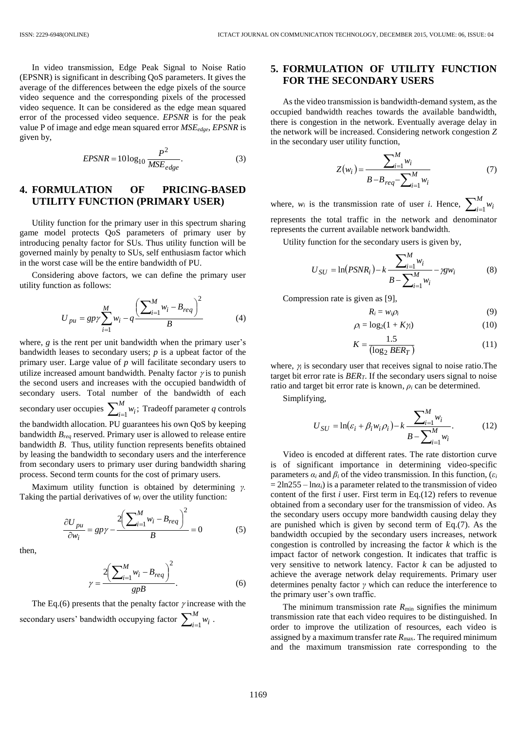In video transmission, Edge Peak Signal to Noise Ratio (EPSNR) is significant in describing QoS parameters. It gives the average of the differences between the edge pixels of the source video sequence and the corresponding pixels of the processed video sequence. It can be considered as the edge mean squared error of the processed video sequence. *EPSNR* is for the peak value P of image and edge mean squared error $MSE_{edge}$, *EPSNR* is given by,

$$EPSNR = 10\log_{10}\frac{P^2}{MSE_{edge}}. \quad (3)$$

## 4. FORMULATION OF PRICING-BASED UTILITY FUNCTION (PRIMARY USER)

Utility function for the primary user in this spectrum sharing game model protects QoS parameters of primary user by introducing penalty factor for SUs. Thus utility function will be governed mainly by penalty to SUs, self enthusiasm factor which in the worst case will be the entire bandwidth of PU.

Considering above factors, we can define the primary user utility function as follows:

$$U_{pu} = gp\gamma\sum_{i=1}^{M} w_i - q\frac{\left(\sum_{i=1}^{M} w_i - B_{req}\right)^2}{B} \quad (4)$$

where, $g$ is the rent per unit bandwidth when the primary user's bandwidth leases to secondary users; $p$ is a upbeat factor of the primary user. Large value of $p$ will facilitate secondary users to utilize increased amount bandwidth. Penalty factor $\gamma$ is to punish the second users and increases with the occupied bandwidth of secondary users. Total number of the bandwidth of each secondary user occupies $\sum_{i=1}^{M} w_i$; Tradeoff parameter $q$ controls the bandwidth allocation. PU guarantees his own QoS by keeping bandwidth $B_{req}$ reserved. Primary user is allowed to release entire bandwidth $B$. Thus, utility function represents benefits obtained by leasing the bandwidth to secondary users and the interference from secondary users to primary user during bandwidth sharing process. Second term counts for the cost of primary users.

Maximum utility function is obtained by determining $\gamma$. Taking the partial derivatives of $w_i$ over the utility function:

$$\frac{\partial U_{pu}}{\partial w_i} = gp\gamma - \frac{2\left(\sum_{i=1}^{M} w_i - B_{req}\right)^2}{B} = 0 \quad (5)$$

then,

$$\gamma = \frac{2\left(\sum_{i=1}^{M} w_i - B_{req}\right)^2}{gpB}. \quad (6)$$

The Eq.(6) presents that the penalty factor $\gamma$ increase with the secondary users' bandwidth occupying factor $\sum_{i=1}^{M} w_i$.

## 5. FORMULATION OF UTILITY FUNCTION FOR THE SECONDARY USERS

As the video transmission is bandwidth-demand system, as the occupied bandwidth reaches towards the available bandwidth, there is congestion in the network. Eventually average delay in the network will be increased. Considering network congestion $Z$ in the secondary user utility function,

$$Z(w_i) = \frac{\sum_{i=1}^{M} w_i}{B - B_{req} - \sum_{i=1}^{M} w_i} \quad (7)$$

where, $w_i$ is the transmission rate of user $i$. Hence, $\sum_{i=1}^{M} w_i$ represents the total traffic in the network and denominator represents the current available network bandwidth.

Utility function for the secondary users is given by,

$$U_{SU} = \ln(PSNR_i) - k\frac{\sum_{i=1}^{M} w_i}{B - \sum_{i=1}^{M} w_i} - \gamma g w_i \quad (8)$$

Compression rate is given as [9],

$$R_i = w_i\rho_i \quad (9)$$

$$\rho_i = \log_2(1 + K\gamma_i) \quad (10)$$

$$K = \frac{1.5}{(\log_2 BER_T)} \quad (11)$$

where, $\gamma_i$ is secondary user that receives signal to noise ratio.The target bit error rate is $BER_T$. If the secondary users signal to noise ratio and target bit error rate is known, $\rho_i$ can be determined.

Simplifying,

$$U_{SU} = \ln(\varepsilon_i + \beta_i w_i \rho_i) - k\frac{\sum_{i=1}^{M} w_i}{B - \sum_{i=1}^{M} w_i}. \quad (12)$$

Video is encoded at different rates. The rate distortion curve is of significant importance in determining video-specific parameters $\alpha_i$ and $\beta_i$ of the video transmission. In this function, ($\varepsilon_i = 2\ln 255 - \ln\alpha_i$) is a parameter related to the transmission of video content of the first $i$ user. First term in Eq.(12) refers to revenue obtained from a secondary user for the transmission of video. As the secondary users occupy more bandwidth causing delay they are punished which is given by second term of Eq.(7). As the bandwidth occupied by the secondary users increases, network congestion is controlled by increasing the factor $k$ which is the impact factor of network congestion. It indicates that traffic is very sensitive to network latency. Factor $k$ can be adjusted to achieve the average network delay requirements. Primary user determines penalty factor $\gamma$ which can reduce the interference to the primary user's own traffic.

The minimum transmission rate $R_{\min}$ signifies the minimum transmission rate that each video requires to be distinguished. In order to improve the utilization of resources, each video is assigned by a maximum transfer rate $R_{\max}$. The required minimum and the maximum transmission rate corresponding to the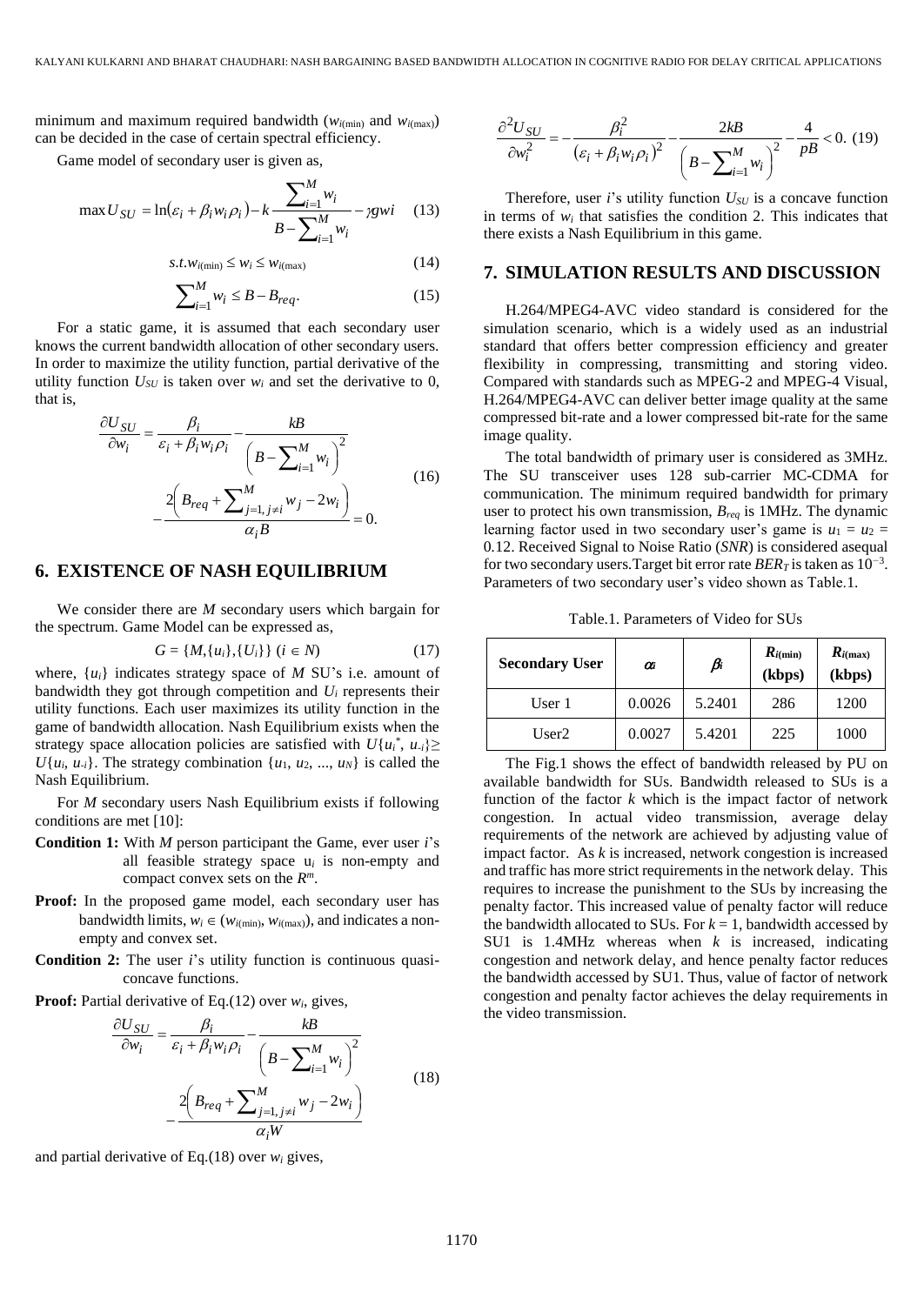minimum and maximum required bandwidth ($w_{i(\min)}$ and $w_{i(\max)}$) can be decided in the case of certain spectral efficiency.

Game model of secondary user is given as,

$$\max U_{SU} = \ln(\varepsilon_i + \beta_i w_i \rho_i) - k\frac{\sum_{i=1}^{M} w_i}{B - \sum_{i=1}^{M} w_i} - \gamma g w i \quad (13)$$

$$s.t. w_{i(\min)} \le w_i \le w_{i(\max)} \quad (14)$$

$$\sum_{i=1}^{M} w_i \le B - B_{req}. \quad (15)$$

For a static game, it is assumed that each secondary user knows the current bandwidth allocation of other secondary users. In order to maximize the utility function, partial derivative of the utility function $U_{SU}$ is taken over $w_i$ and set the derivative to 0, that is,

$$\frac{\partial U_{SU}}{\partial w_i} = \frac{\beta_i}{\varepsilon_i + \beta_i w_i \rho_i} - \frac{kB}{\left(B - \sum_{i=1}^{M} w_i\right)^2} - \frac{2\left(B_{req} + \sum_{j=1, j\ne i}^{M} w_j - 2w_i\right)}{\alpha_i B} = 0. \quad (16)$$

## 6. EXISTENCE OF NASH EQUILIBRIUM

We consider there are $M$ secondary users which bargain for the spectrum. Game Model can be expressed as,

$$G = \{M, \{u_i\}, \{U_i\}\} \ (i \in N) \quad (17)$$

where, $\{u_i\}$ indicates strategy space of $M$ SU's i.e. amount of bandwidth they got through competition and $U_i$ represents their utility functions. Each user maximizes its utility function in the game of bandwidth allocation. Nash Equilibrium exists when the strategy space allocation policies are satisfied with $U\{u_i^*, u_{-i}\} \ge U\{u_i, u_{-i}\}$. The strategy combination $\{u_1, u_2, ..., u_N\}$ is called the Nash Equilibrium.

For $M$ secondary users Nash Equilibrium exists if following conditions are met [10]:

**Condition 1:** With $M$ person participant the Game, ever user $i$'s all feasible strategy space $u_i$ is non-empty and compact convex sets on the $R^m$.

**Proof:** In the proposed game model, each secondary user has bandwidth limits, $w_i \in (w_{i(\min)}, w_{i(\max)})$, and indicates a non-empty and convex set.

**Condition 2:** The user $i$'s utility function is continuous quasi-concave functions.

**Proof:** Partial derivative of Eq.(12) over $w_i$, gives,

$$\frac{\partial U_{SU}}{\partial w_i} = \frac{\beta_i}{\varepsilon_i + \beta_i w_i \rho_i} - \frac{kB}{\left(B - \sum_{i=1}^{M} w_i\right)^2} - \frac{2\left(B_{req} + \sum_{j=1, j\ne i}^{M} w_j - 2w_i\right)}{\alpha_i W} \quad (18)$$

and partial derivative of Eq.(18) over $w_i$ gives,

$$\frac{\partial^2 U_{SU}}{\partial w_i^2} = -\frac{\beta_i^2}{(\varepsilon_i + \beta_i w_i \rho_i)^2} - \frac{2kB}{\left(B - \sum_{i=1}^{M} w_i\right)^2} - \frac{4}{pB} < 0. \quad (19)$$

Therefore, user $i$'s utility function $U_{SU}$ is a concave function in terms of $w_i$ that satisfies the condition 2. This indicates that there exists a Nash Equilibrium in this game.

## 7. SIMULATION RESULTS AND DISCUSSION

H.264/MPEG4-AVC video standard is considered for the simulation scenario, which is a widely used as an industrial standard that offers better compression efficiency and greater flexibility in compressing, transmitting and storing video. Compared with standards such as MPEG-2 and MPEG-4 Visual, H.264/MPEG4-AVC can deliver better image quality at the same compressed bit-rate and a lower compressed bit-rate for the same image quality.

The total bandwidth of primary user is considered as 3MHz. The SU transceiver uses 128 sub-carrier MC-CDMA for communication. The minimum required bandwidth for primary user to protect his own transmission, $B_{req}$ is 1MHz. The dynamic learning factor used in two secondary user's game is $u_1 = u_2 = 0.12$. Received Signal to Noise Ratio (*SNR*) is considered asequal for two secondary users.Target bit error rate $BER_T$ is taken as $10^{-3}$. Parameters of two secondary user's video shown as Table.1.

Table.1. Parameters of Video for SUs

| Secondary User | $\alpha_i$ | $\beta_i$ | $R_{i(\min)}$ (kbps) | $R_{i(\max)}$ (kbps) |
|---|---|---|---|---|
| User 1 | 0.0026 | 5.2401 | 286 | 1200 |
| User2 | 0.0027 | 5.4201 | 225 | 1000 |

The Fig.1 shows the effect of bandwidth released by PU on available bandwidth for SUs. Bandwidth released to SUs is a function of the factor $k$ which is the impact factor of network congestion. In actual video transmission, average delay requirements of the network are achieved by adjusting value of impact factor. As $k$ is increased, network congestion is increased and traffic has more strict requirements in the network delay. This requires to increase the punishment to the SUs by increasing the penalty factor. This increased value of penalty factor will reduce the bandwidth allocated to SUs. For $k = 1$, bandwidth accessed by SU1 is 1.4MHz whereas when $k$ is increased, indicating congestion and network delay, and hence penalty factor reduces the bandwidth accessed by SU1. Thus, value of factor of network congestion and penalty factor achieves the delay requirements in the video transmission.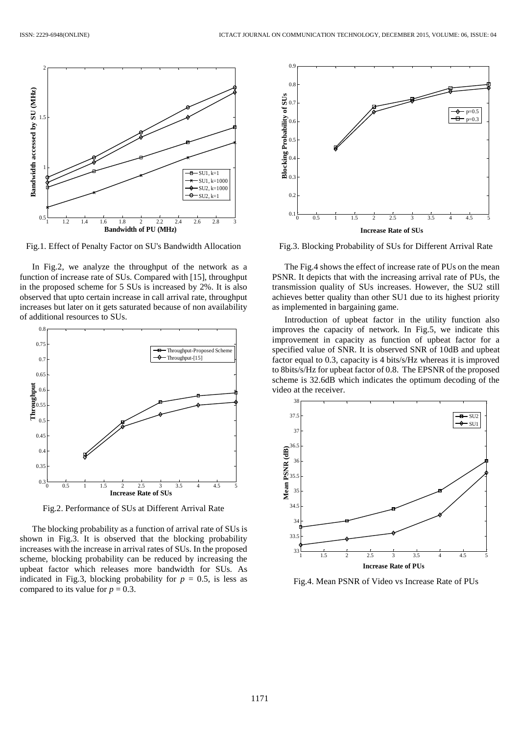Fig.1. Effect of Penalty Factor on SU's Bandwidth Allocation

In Fig.2, we analyze the throughput of the network as a function of increase rate of SUs. Compared with [15], throughput in the proposed scheme for 5 SUs is increased by 2%. It is also observed that upto certain increase in call arrival rate, throughput increases but later on it gets saturated because of non availability of additional resources to SUs.

Fig.2. Performance of SUs at Different Arrival Rate

The blocking probability as a function of arrival rate of SUs is shown in Fig.3. It is observed that the blocking probability increases with the increase in arrival rates of SUs. In the proposed scheme, blocking probability can be reduced by increasing the upbeat factor which releases more bandwidth for SUs. As indicated in Fig.3, blocking probability for $p = 0.5$, is less as compared to its value for $p = 0.3$.

Fig.3. Blocking Probability of SUs for Different Arrival Rate

The Fig.4 shows the effect of increase rate of PUs on the mean PSNR. It depicts that with the increasing arrival rate of PUs, the transmission quality of SUs increases. However, the SU2 still achieves better quality than other SU1 due to its highest priority as implemented in bargaining game.

Introduction of upbeat factor in the utility function also improves the capacity of network. In Fig.5, we indicate this improvement in capacity as function of upbeat factor for a specified value of SNR. It is observed SNR of 10dB and upbeat factor equal to 0.3, capacity is 4 bits/s/Hz whereas it is improved to 8bits/s/Hz for upbeat factor of 0.8. The EPSNR of the proposed scheme is 32.6dB which indicates the optimum decoding of the video at the receiver.

Fig.4. Mean PSNR of Video vs Increase Rate of PUs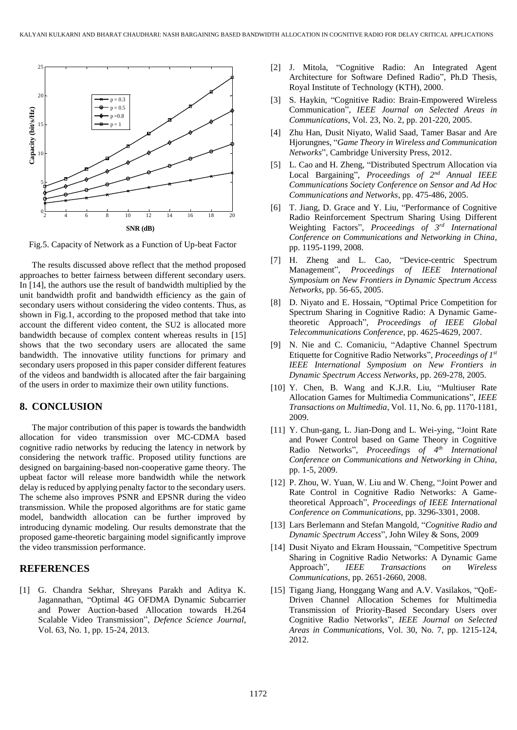25

20

15

10

5

0

Capacity (bit/s/Hz)

2 4 6 8 10 12 14 16 18 20

SNR (dB)

p = 0.3
p = 0.5
p =0.8
p = 1

Fig.5. Capacity of Network as a Function of Up-beat Factor

The results discussed above reflect that the method proposed approaches to better fairness between different secondary users. In [14], the authors use the result of bandwidth multiplied by the unit bandwidth profit and bandwidth efficiency as the gain of secondary users without considering the video contents. Thus, as shown in Fig.1, according to the proposed method that take into account the different video content, the SU2 is allocated more bandwidth because of complex content whereas results in [15] shows that the two secondary users are allocated the same bandwidth. The innovative utility functions for primary and secondary users proposed in this paper consider different features of the videos and bandwidth is allocated after the fair bargaining of the users in order to maximize their own utility functions.

## 8. CONCLUSION

The major contribution of this paper is towards the bandwidth allocation for video transmission over MC-CDMA based cognitive radio networks by reducing the latency in network by considering the network traffic. Proposed utility functions are designed on bargaining-based non-cooperative game theory. The upbeat factor will release more bandwidth while the network delay is reduced by applying penalty factor to the secondary users. The scheme also improves PSNR and EPSNR during the video transmission. While the proposed algorithms are for static game model, bandwidth allocation can be further improved by introducing dynamic modeling. Our results demonstrate that the proposed game-theoretic bargaining model significantly improve the video transmission performance.

## REFERENCES

[1] G. Chandra Sekhar, Shreyans Parakh and Aditya K. Jagannathan, "Optimal 4G OFDMA Dynamic Subcarrier and Power Auction-based Allocation towards H.264 Scalable Video Transmission", *Defence Science Journal*, Vol. 63, No. 1, pp. 15-24, 2013.

[2] J. Mitola, "Cognitive Radio: An Integrated Agent Architecture for Software Defined Radio", Ph.D Thesis, Royal Institute of Technology (KTH), 2000.

[3] S. Haykin, "Cognitive Radio: Brain-Empowered Wireless Communication", *IEEE Journal on Selected Areas in Communications*, Vol. 23, No. 2, pp. 201-220, 2005.

[4] Zhu Han, Dusit Niyato, Walid Saad, Tamer Basar and Are Hjorungnes, "*Game Theory in Wireless and Communication Networks*", Cambridge University Press, 2012.

[5] L. Cao and H. Zheng, "Distributed Spectrum Allocation via Local Bargaining", *Proceedings of 2nd Annual IEEE Communications Society Conference on Sensor and Ad Hoc Communications and Networks*, pp. 475-486, 2005.

[6] T. Jiang, D. Grace and Y. Liu, "Performance of Cognitive Radio Reinforcement Spectrum Sharing Using Different Weighting Factors", *Proceedings of 3rd International Conference on Communications and Networking in China*, pp. 1195-1199, 2008.

[7] H. Zheng and L. Cao, "Device-centric Spectrum Management", *Proceedings of IEEE International Symposium on New Frontiers in Dynamic Spectrum Access Networks*, pp. 56-65, 2005.

[8] D. Niyato and E. Hossain, "Optimal Price Competition for Spectrum Sharing in Cognitive Radio: A Dynamic Game-theoretic Approach", *Proceedings of IEEE Global Telecommunications Conference*, pp. 4625-4629, 2007.

[9] N. Nie and C. Comaniciu, "Adaptive Channel Spectrum Etiquette for Cognitive Radio Networks", *Proceedings of 1st IEEE International Symposium on New Frontiers in Dynamic Spectrum Access Networks*, pp. 269-278, 2005.

[10] Y. Chen, B. Wang and K.J.R. Liu, "Multiuser Rate Allocation Games for Multimedia Communications", *IEEE Transactions on Multimedia*, Vol. 11, No. 6, pp. 1170-1181, 2009.

[11] Y. Chun-gang, L. Jian-Dong and L. Wei-ying, "Joint Rate and Power Control based on Game Theory in Cognitive Radio Networks", *Proceedings of 4th International Conference on Communications and Networking in China*, pp. 1-5, 2009.

[12] P. Zhou, W. Yuan, W. Liu and W. Cheng, "Joint Power and Rate Control in Cognitive Radio Networks: A Game-theoretical Approach", *Proceedings of IEEE International Conference on Communications*, pp. 3296-3301, 2008.

[13] Lars Berlemann and Stefan Mangold, "*Cognitive Radio and Dynamic Spectrum Access*", John Wiley & Sons, 2009

[14] Dusit Niyato and Ekram Houssain, "Competitive Spectrum Sharing in Cognitive Radio Networks: A Dynamic Game Approach", *IEEE Transactions on Wireless Communications*, pp. 2651-2660, 2008.

[15] Tigang Jiang, Honggang Wang and A.V. Vasilakos, "QoE-Driven Channel Allocation Schemes for Multimedia Transmission of Priority-Based Secondary Users over Cognitive Radio Networks", *IEEE Journal on Selected Areas in Communications*, Vol. 30, No. 7, pp. 1215-124, 2012.